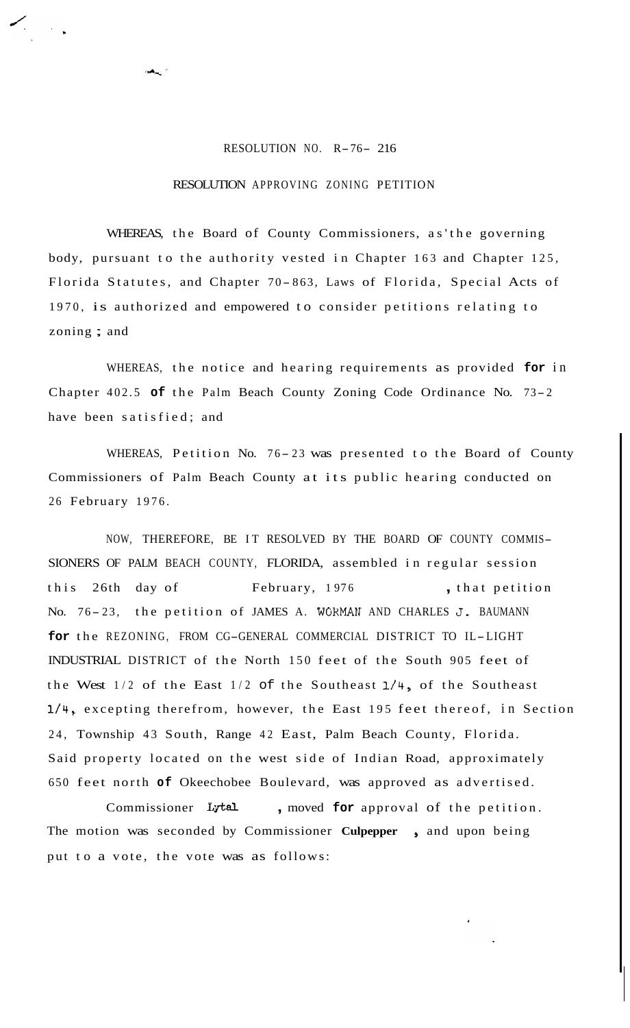RESOLUTION NO. R-76- 216

RESOLUTION APPROVING ZONING PETITION

WHEREAS, the Board of County Commissioners, as the governing body, pursuant to the authority vested in Chapter 163 and Chapter 125, Florida Statutes, and Chapter 70-863, Laws of Florida, Special Acts of 1970, is authorized and empowered to consider petitions relating to zoning; and

WHEREAS, the notice and hearing requirements as provided for in Chapter 402.5 of the Palm Beach County Zoning Code Ordinance No. 73-2 have been satisfied; and

WHEREAS, Petition No. 76-23 was presented to the Board of County Commissioners of Palm Beach County at its public hearing conducted on 26 February 1976.

NOW, THEREFORE, BE IT RESOLVED BY THE BOARD OF COUNTY COMMISSIONERS OF PALM BEACH COUNTY, FLORIDA, assembled in regular session this 26th day of February, 1976, that petition No. 76-23, the petition of JAMES A. WORMAN AND CHARLES J. BAUMANN for the REZONING, FROM CG-GENERAL COMMERCIAL DISTRICT TO IL-LIGHT INDUSTRIAL DISTRICT of the North 150 feet of the South 905 feet of the West 1/2 of the East 1/2 of the Southeast 1/4, of the Southeast 1/4, excepting therefrom, however, the East 195 feet thereof, in Section 24, Township 43 South, Range 42 East, Palm Beach County, Florida. Said property located on the west side of Indian Road, approximately 650 feet north of Okeechobee Boulevard, was approved as advertised.

Commissioner Lytal, moved for approval of the petition. The motion was seconded by Commissioner Culpepper, and upon being put to a vote, the vote was as follows: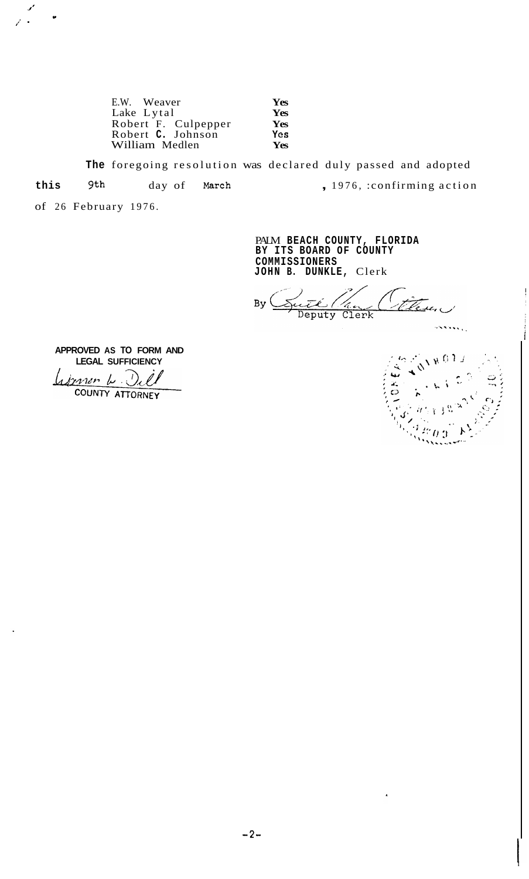| | |
|---|---|
| E.W. Weaver | Yes |
| Lake Lytal | Yes |
| Robert F. Culpepper | Yes |
| Robert C. Johnson | Yes |
| William Medlen | Yes |

The foregoing resolution was declared duly passed and adopted this 9th day of March, 1976, :confirming action of 26 February 1976.

PALM BEACH COUNTY, FLORIDA
BY ITS BOARD OF COUNTY COMMISSIONERS
JOHN B. DUNKLE, Clerk

By ________________
Deputy Clerk

APPROVED AS TO FORM AND LEGAL SUFFICIENCY

________________
COUNTY ATTORNEY